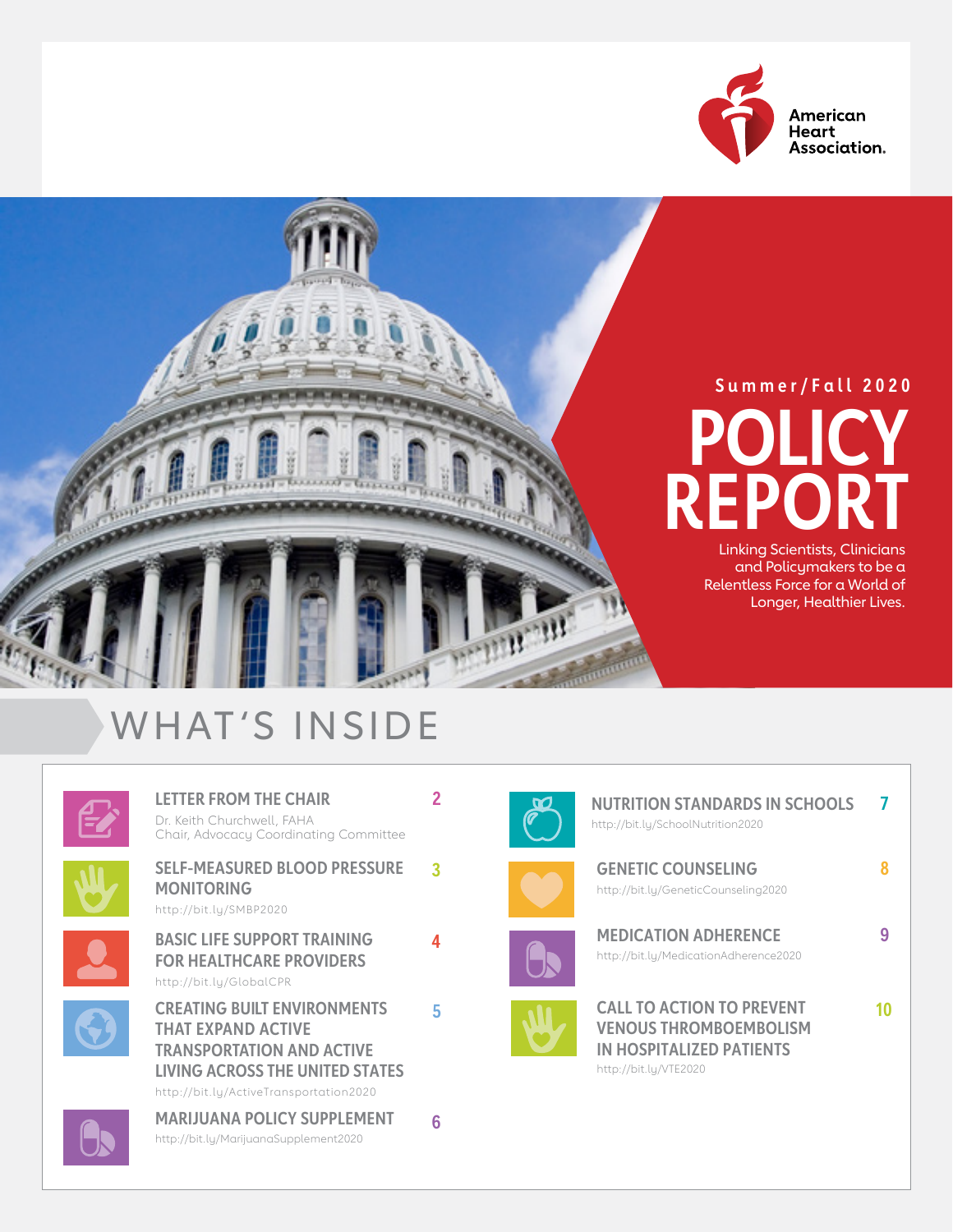American Heart Association.

Summer/Fall 2020

# POLICY REPORT

Linking Scientists, Clinicians and Policymakers to be a Relentless Force for a World of Longer, Healthier Lives.

## WHAT'S INSIDE

**LETTER FROM THE CHAIR** — 2
Dr. Keith Churchwell, FAHA
Chair, Advocacy Coordinating Committee

**SELF-MEASURED BLOOD PRESSURE MONITORING** — 3
http://bit.ly/SMBP2020

**BASIC LIFE SUPPORT TRAINING FOR HEALTHCARE PROVIDERS** — 4
http://bit.ly/GlobalCPR

**CREATING BUILT ENVIRONMENTS THAT EXPAND ACTIVE TRANSPORTATION AND ACTIVE LIVING ACROSS THE UNITED STATES** — 5
http://bit.ly/ActiveTransportation2020

**MARIJUANA POLICY SUPPLEMENT** — 6
http://bit.ly/MarijuanaSupplement2020

**NUTRITION STANDARDS IN SCHOOLS** — 7
http://bit.ly/SchoolNutrition2020

**GENETIC COUNSELING** — 8
http://bit.ly/GeneticCounseling2020

**MEDICATION ADHERENCE** — 9
http://bit.ly/MedicationAdherence2020

**CALL TO ACTION TO PREVENT VENOUS THROMBOEMBOLISM IN HOSPITALIZED PATIENTS** — 10
http://bit.ly/VTE2020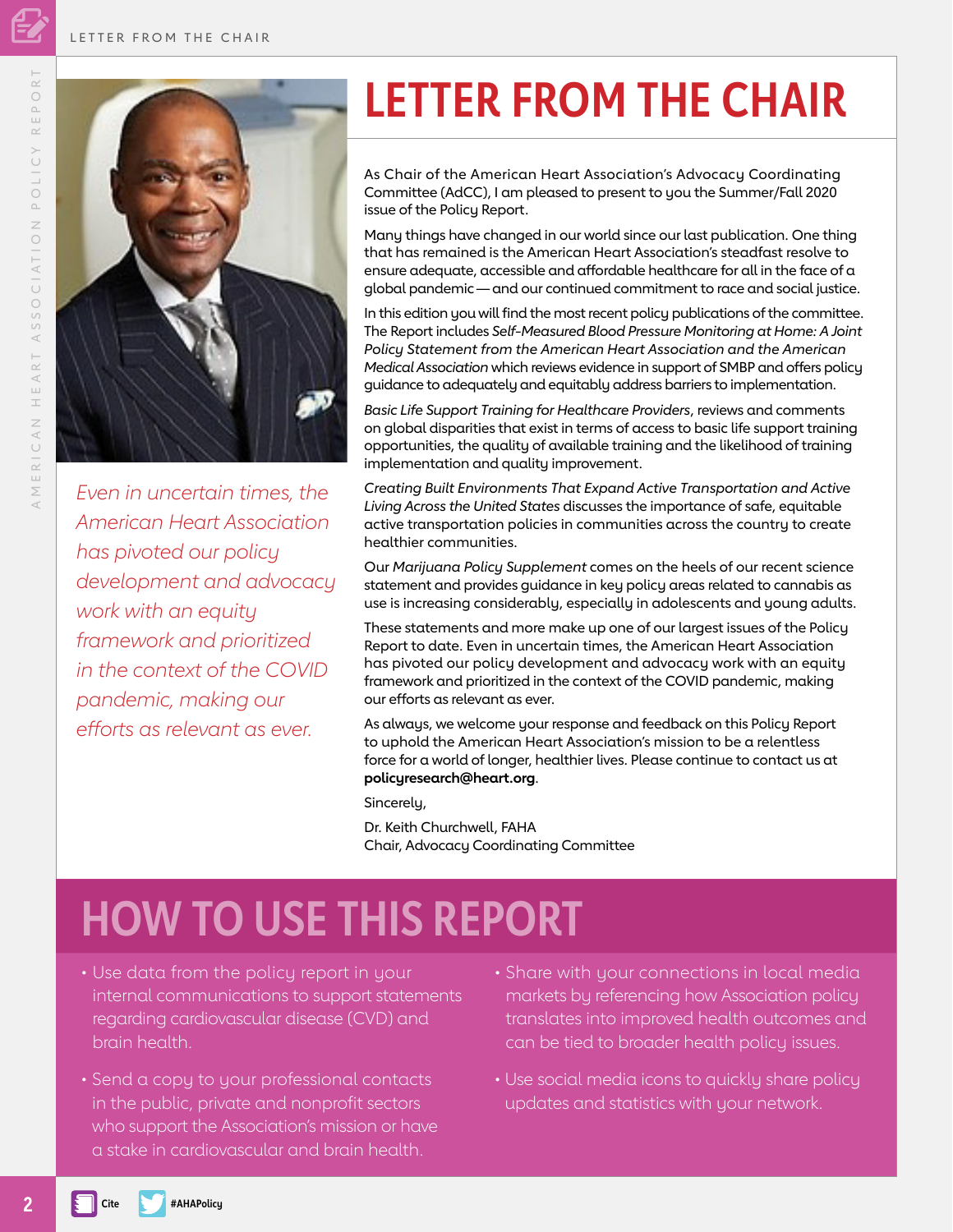# LETTER FROM THE CHAIR

*Even in uncertain times, the American Heart Association has pivoted our policy development and advocacy work with an equity framework and prioritized in the context of the COVID pandemic, making our efforts as relevant as ever.*

As Chair of the American Heart Association's Advocacy Coordinating Committee (AdCC), I am pleased to present to you the Summer/Fall 2020 issue of the Policy Report.

Many things have changed in our world since our last publication. One thing that has remained is the American Heart Association's steadfast resolve to ensure adequate, accessible and affordable healthcare for all in the face of a global pandemic — and our continued commitment to race and social justice.

In this edition you will find the most recent policy publications of the committee. The Report includes *Self-Measured Blood Pressure Monitoring at Home: A Joint Policy Statement from the American Heart Association and the American Medical Association* which reviews evidence in support of SMBP and offers policy guidance to adequately and equitably address barriers to implementation.

*Basic Life Support Training for Healthcare Providers*, reviews and comments on global disparities that exist in terms of access to basic life support training opportunities, the quality of available training and the likelihood of training implementation and quality improvement.

*Creating Built Environments That Expand Active Transportation and Active Living Across the United States* discusses the importance of safe, equitable active transportation policies in communities across the country to create healthier communities.

Our *Marijuana Policy Supplement* comes on the heels of our recent science statement and provides guidance in key policy areas related to cannabis as use is increasing considerably, especially in adolescents and young adults.

These statements and more make up one of our largest issues of the Policy Report to date. Even in uncertain times, the American Heart Association has pivoted our policy development and advocacy work with an equity framework and prioritized in the context of the COVID pandemic, making our efforts as relevant as ever.

As always, we welcome your response and feedback on this Policy Report to uphold the American Heart Association's mission to be a relentless force for a world of longer, healthier lives. Please continue to contact us at **policyresearch@heart.org**.

Sincerely,

Dr. Keith Churchwell, FAHA
Chair, Advocacy Coordinating Committee

# HOW TO USE THIS REPORT

- Use data from the policy report in your internal communications to support statements regarding cardiovascular disease (CVD) and brain health.
- Send a copy to your professional contacts in the public, private and nonprofit sectors who support the Association's mission or have a stake in cardiovascular and brain health.
- Share with your connections in local media markets by referencing how Association policy translates into improved health outcomes and can be tied to broader health policy issues.
- Use social media icons to quickly share policy updates and statistics with your network.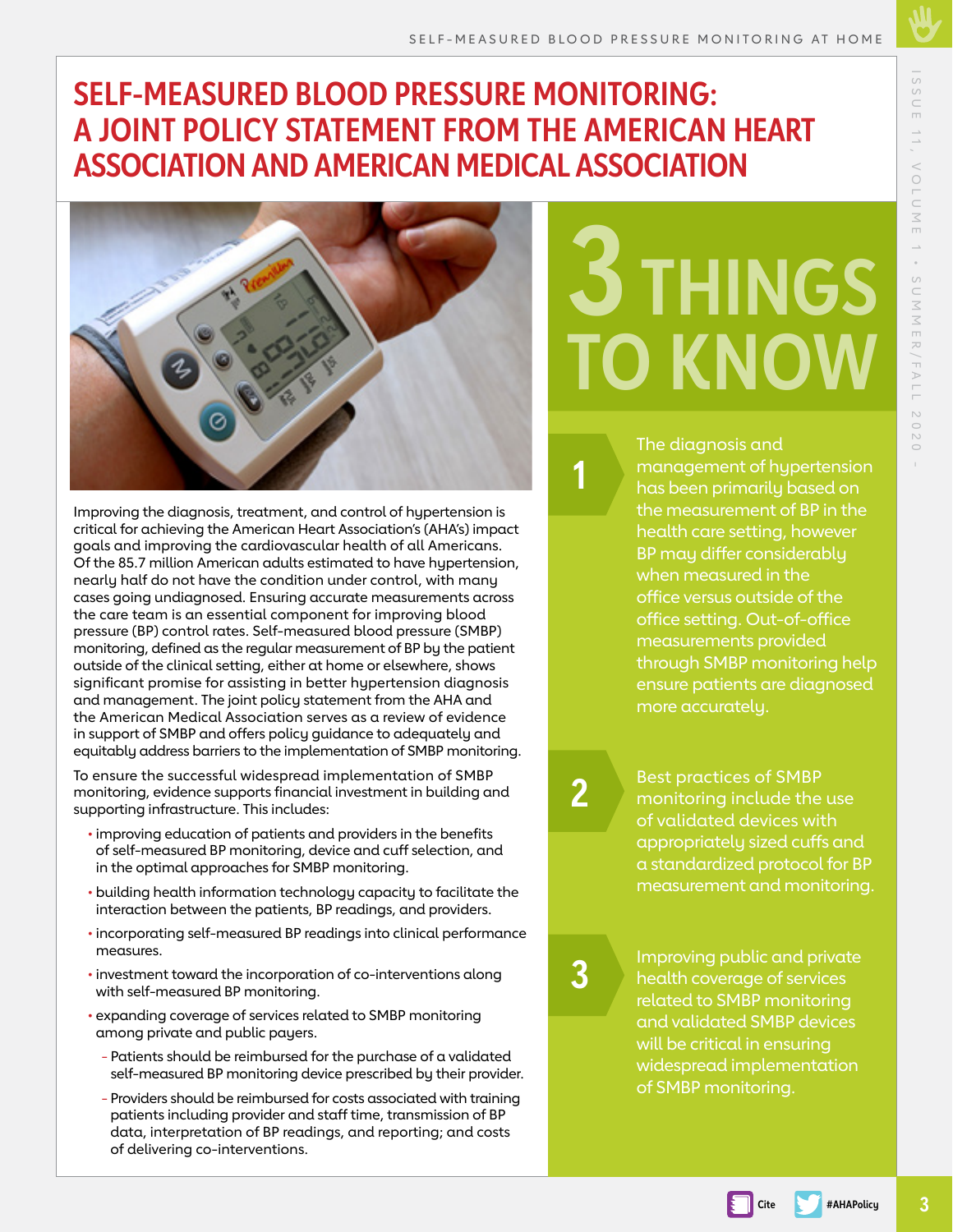# SELF-MEASURED BLOOD PRESSURE MONITORING: A JOINT POLICY STATEMENT FROM THE AMERICAN HEART ASSOCIATION AND AMERICAN MEDICAL ASSOCIATION

Improving the diagnosis, treatment, and control of hypertension is critical for achieving the American Heart Association's (AHA's) impact goals and improving the cardiovascular health of all Americans. Of the 85.7 million American adults estimated to have hypertension, nearly half do not have the condition under control, with many cases going undiagnosed. Ensuring accurate measurements across the care team is an essential component for improving blood pressure (BP) control rates. Self-measured blood pressure (SMBP) monitoring, defined as the regular measurement of BP by the patient outside of the clinical setting, either at home or elsewhere, shows significant promise for assisting in better hypertension diagnosis and management. The joint policy statement from the AHA and the American Medical Association serves as a review of evidence in support of SMBP and offers policy guidance to adequately and equitably address barriers to the implementation of SMBP monitoring.

To ensure the successful widespread implementation of SMBP monitoring, evidence supports financial investment in building and supporting infrastructure. This includes:

- improving education of patients and providers in the benefits of self-measured BP monitoring, device and cuff selection, and in the optimal approaches for SMBP monitoring.
- building health information technology capacity to facilitate the interaction between the patients, BP readings, and providers.
- incorporating self-measured BP readings into clinical performance measures.
- investment toward the incorporation of co-interventions along with self-measured BP monitoring.
- expanding coverage of services related to SMBP monitoring among private and public payers.
  - Patients should be reimbursed for the purchase of a validated self-measured BP monitoring device prescribed by their provider.
  - Providers should be reimbursed for costs associated with training patients including provider and staff time, transmission of BP data, interpretation of BP readings, and reporting; and costs of delivering co-interventions.

## 3 THINGS TO KNOW

**1** The diagnosis and management of hypertension has been primarily based on the measurement of BP in the health care setting, however BP may differ considerably when measured in the office versus outside of the office setting. Out-of-office measurements provided through SMBP monitoring help ensure patients are diagnosed more accurately.

**2** Best practices of SMBP monitoring include the use of validated devices with appropriately sized cuffs and a standardized protocol for BP measurement and monitoring.

**3** Improving public and private health coverage of services related to SMBP monitoring and validated SMBP devices will be critical in ensuring widespread implementation of SMBP monitoring.

Cite #AHAPolicy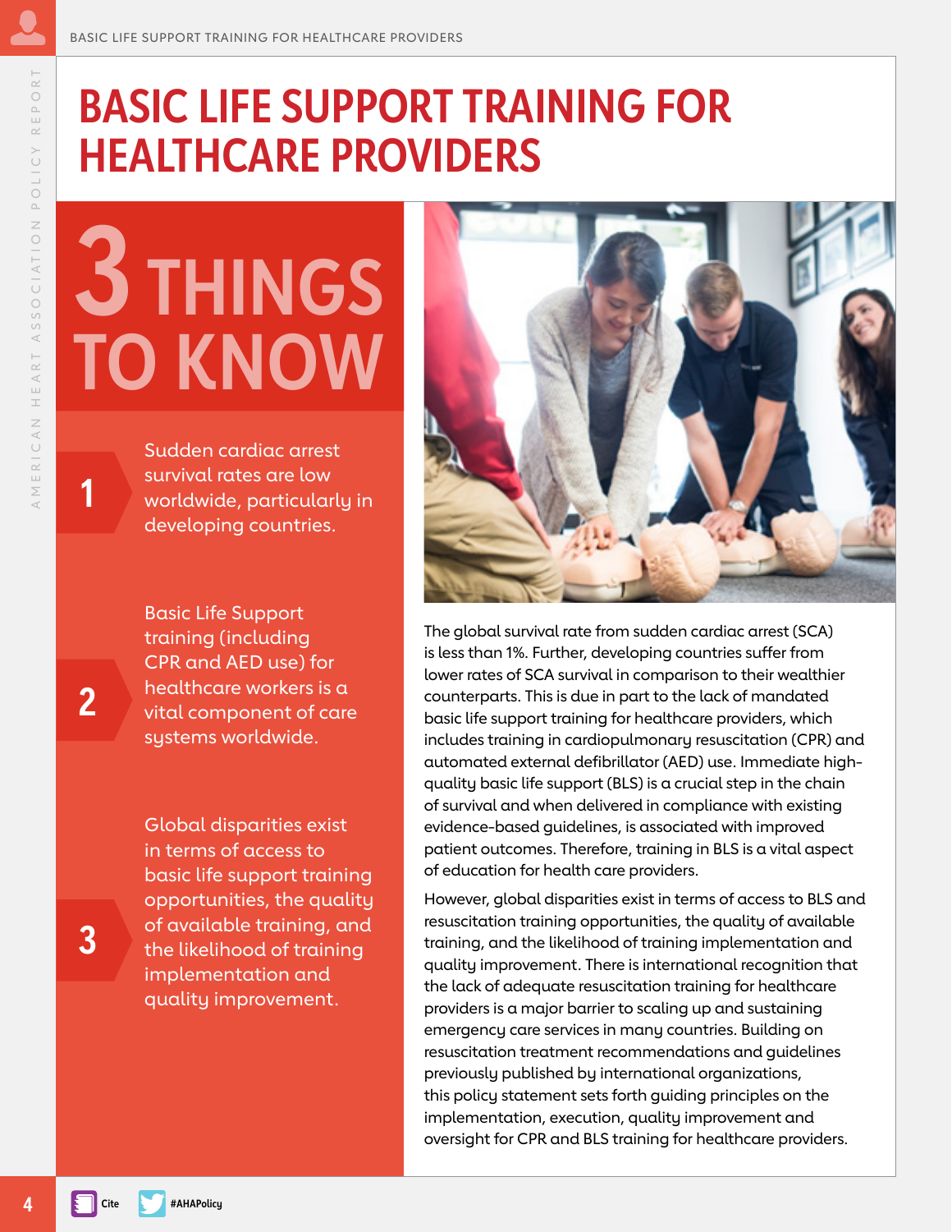# BASIC LIFE SUPPORT TRAINING FOR HEALTHCARE PROVIDERS

## 3 THINGS TO KNOW

1. Sudden cardiac arrest survival rates are low worldwide, particularly in developing countries.

2. Basic Life Support training (including CPR and AED use) for healthcare workers is a vital component of care systems worldwide.

3. Global disparities exist in terms of access to basic life support training opportunities, the quality of available training, and the likelihood of training implementation and quality improvement.

The global survival rate from sudden cardiac arrest (SCA) is less than 1%. Further, developing countries suffer from lower rates of SCA survival in comparison to their wealthier counterparts. This is due in part to the lack of mandated basic life support training for healthcare providers, which includes training in cardiopulmonary resuscitation (CPR) and automated external defibrillator (AED) use. Immediate high-quality basic life support (BLS) is a crucial step in the chain of survival and when delivered in compliance with existing evidence-based guidelines, is associated with improved patient outcomes. Therefore, training in BLS is a vital aspect of education for health care providers.

However, global disparities exist in terms of access to BLS and resuscitation training opportunities, the quality of available training, and the likelihood of training implementation and quality improvement. There is international recognition that the lack of adequate resuscitation training for healthcare providers is a major barrier to scaling up and sustaining emergency care services in many countries. Building on resuscitation treatment recommendations and guidelines previously published by international organizations, this policy statement sets forth guiding principles on the implementation, execution, quality improvement and oversight for CPR and BLS training for healthcare providers.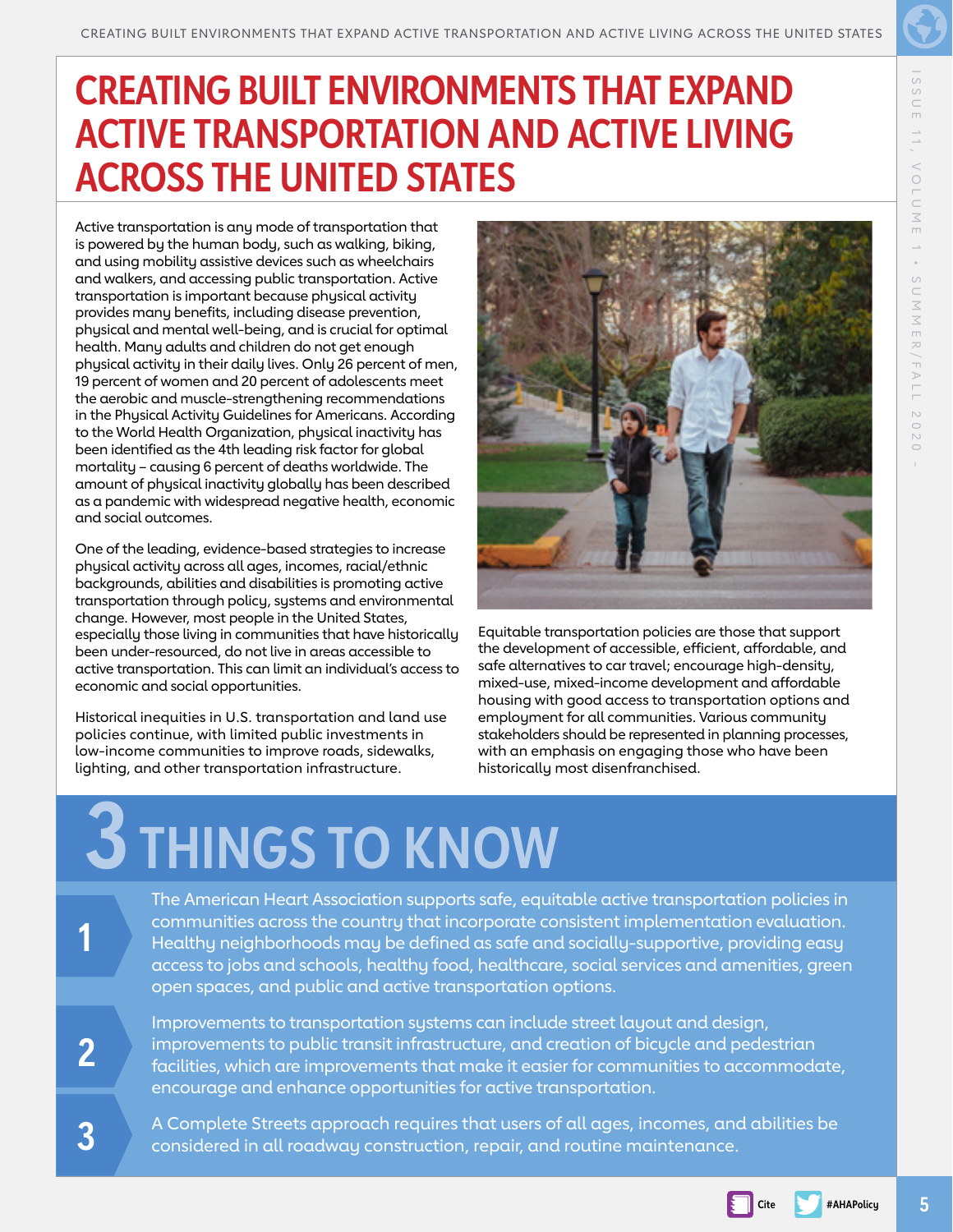# CREATING BUILT ENVIRONMENTS THAT EXPAND ACTIVE TRANSPORTATION AND ACTIVE LIVING ACROSS THE UNITED STATES

Active transportation is any mode of transportation that is powered by the human body, such as walking, biking, and using mobility assistive devices such as wheelchairs and walkers, and accessing public transportation. Active transportation is important because physical activity provides many benefits, including disease prevention, physical and mental well-being, and is crucial for optimal health. Many adults and children do not get enough physical activity in their daily lives. Only 26 percent of men, 19 percent of women and 20 percent of adolescents meet the aerobic and muscle-strengthening recommendations in the Physical Activity Guidelines for Americans. According to the World Health Organization, physical inactivity has been identified as the 4th leading risk factor for global mortality – causing 6 percent of deaths worldwide. The amount of physical inactivity globally has been described as a pandemic with widespread negative health, economic and social outcomes.

One of the leading, evidence-based strategies to increase physical activity across all ages, incomes, racial/ethnic backgrounds, abilities and disabilities is promoting active transportation through policy, systems and environmental change. However, most people in the United States, especially those living in communities that have historically been under-resourced, do not live in areas accessible to active transportation. This can limit an individual's access to economic and social opportunities.

Historical inequities in U.S. transportation and land use policies continue, with limited public investments in low-income communities to improve roads, sidewalks, lighting, and other transportation infrastructure.

Equitable transportation policies are those that support the development of accessible, efficient, affordable, and safe alternatives to car travel; encourage high-density, mixed-use, mixed-income development and affordable housing with good access to transportation options and employment for all communities. Various community stakeholders should be represented in planning processes, with an emphasis on engaging those who have been historically most disenfranchised.

## 3 THINGS TO KNOW

1. The American Heart Association supports safe, equitable active transportation policies in communities across the country that incorporate consistent implementation evaluation. Healthy neighborhoods may be defined as safe and socially-supportive, providing easy access to jobs and schools, healthy food, healthcare, social services and amenities, green open spaces, and public and active transportation options.

2. Improvements to transportation systems can include street layout and design, improvements to public transit infrastructure, and creation of bicycle and pedestrian facilities, which are improvements that make it easier for communities to accommodate, encourage and enhance opportunities for active transportation.

3. A Complete Streets approach requires that users of all ages, incomes, and abilities be considered in all roadway construction, repair, and routine maintenance.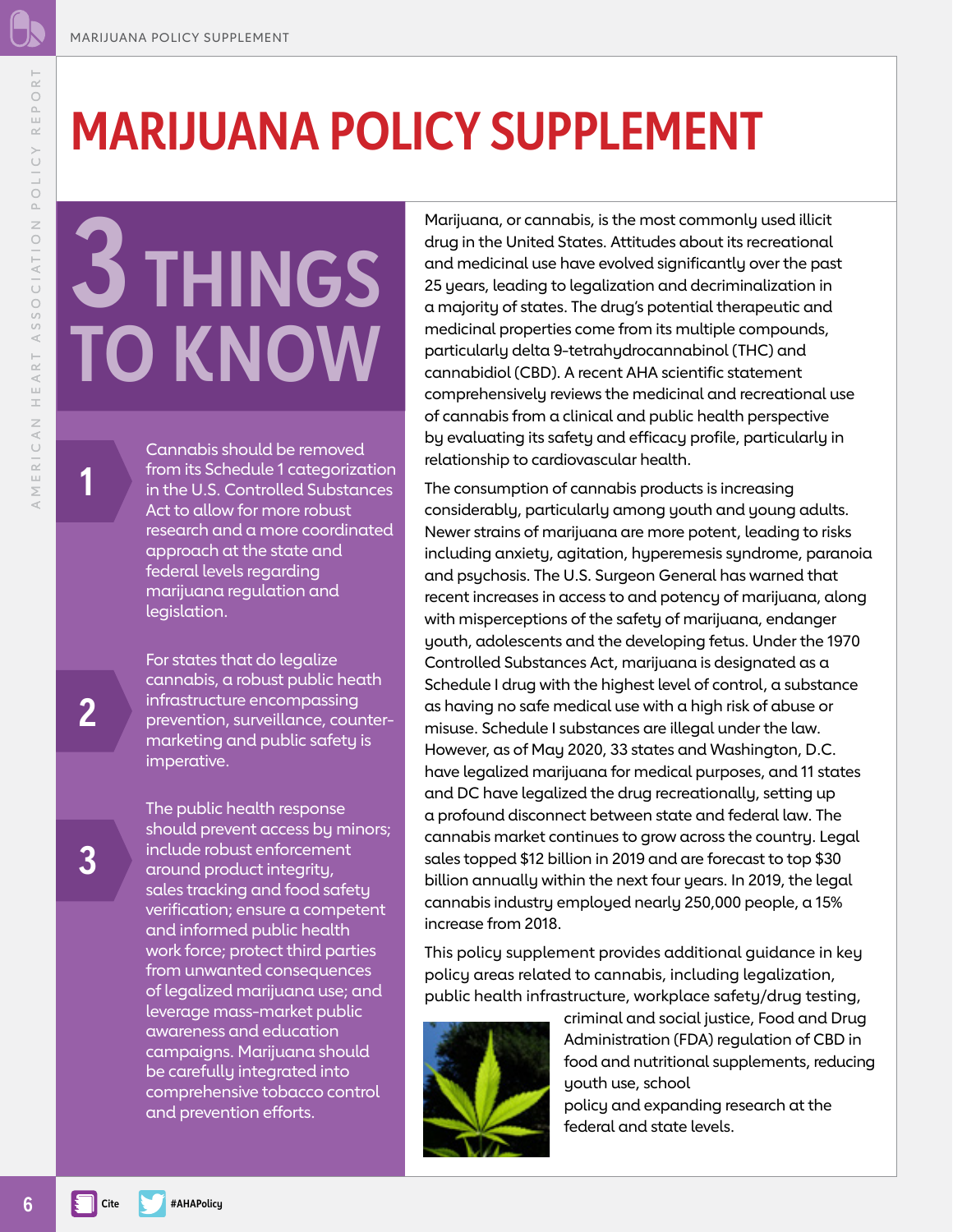# MARIJUANA POLICY SUPPLEMENT

## 3 THINGS TO KNOW

**1** Cannabis should be removed from its Schedule 1 categorization in the U.S. Controlled Substances Act to allow for more robust research and a more coordinated approach at the state and federal levels regarding marijuana regulation and legislation.

**2** For states that do legalize cannabis, a robust public heath infrastructure encompassing prevention, surveillance, counter-marketing and public safety is imperative.

**3** The public health response should prevent access by minors; include robust enforcement around product integrity, sales tracking and food safety verification; ensure a competent and informed public health work force; protect third parties from unwanted consequences of legalized marijuana use; and leverage mass-market public awareness and education campaigns. Marijuana should be carefully integrated into comprehensive tobacco control and prevention efforts.

Marijuana, or cannabis, is the most commonly used illicit drug in the United States. Attitudes about its recreational and medicinal use have evolved significantly over the past 25 years, leading to legalization and decriminalization in a majority of states. The drug's potential therapeutic and medicinal properties come from its multiple compounds, particularly delta 9-tetrahydrocannabinol (THC) and cannabidiol (CBD). A recent AHA scientific statement comprehensively reviews the medicinal and recreational use of cannabis from a clinical and public health perspective by evaluating its safety and efficacy profile, particularly in relationship to cardiovascular health.

The consumption of cannabis products is increasing considerably, particularly among youth and young adults. Newer strains of marijuana are more potent, leading to risks including anxiety, agitation, hyperemesis syndrome, paranoia and psychosis. The U.S. Surgeon General has warned that recent increases in access to and potency of marijuana, along with misperceptions of the safety of marijuana, endanger youth, adolescents and the developing fetus. Under the 1970 Controlled Substances Act, marijuana is designated as a Schedule I drug with the highest level of control, a substance as having no safe medical use with a high risk of abuse or misuse. Schedule I substances are illegal under the law. However, as of May 2020, 33 states and Washington, D.C. have legalized marijuana for medical purposes, and 11 states and DC have legalized the drug recreationally, setting up a profound disconnect between state and federal law. The cannabis market continues to grow across the country. Legal sales topped $12 billion in 2019 and are forecast to top $30 billion annually within the next four years. In 2019, the legal cannabis industry employed nearly 250,000 people, a 15% increase from 2018.

This policy supplement provides additional guidance in key policy areas related to cannabis, including legalization, public health infrastructure, workplace safety/drug testing, criminal and social justice, Food and Drug Administration (FDA) regulation of CBD in food and nutritional supplements, reducing youth use, school policy and expanding research at the federal and state levels.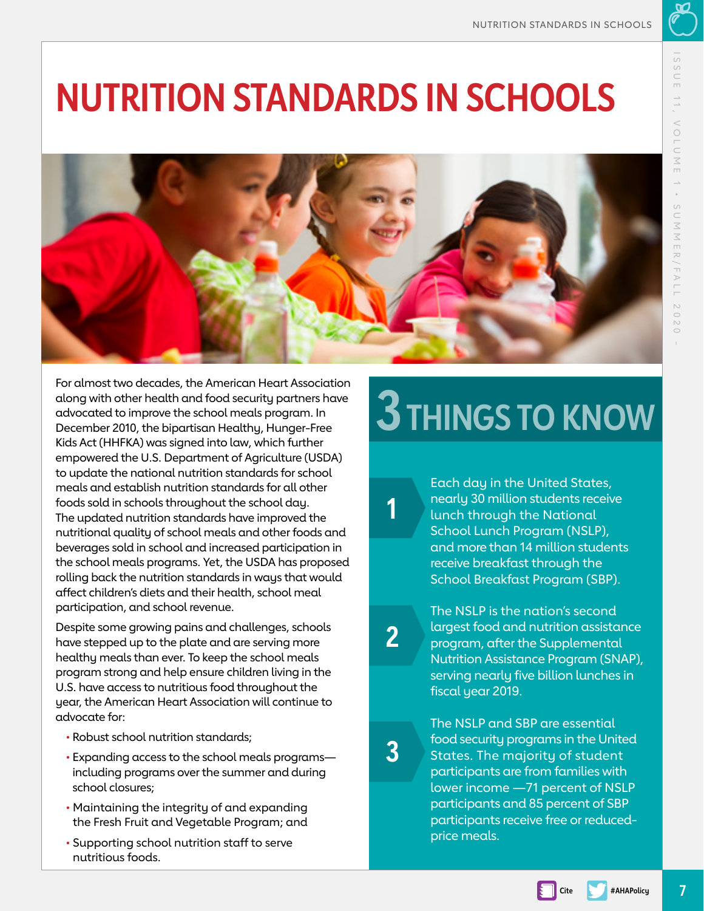# NUTRITION STANDARDS IN SCHOOLS

For almost two decades, the American Heart Association along with other health and food security partners have advocated to improve the school meals program. In December 2010, the bipartisan Healthy, Hunger-Free Kids Act (HHFKA) was signed into law, which further empowered the U.S. Department of Agriculture (USDA) to update the national nutrition standards for school meals and establish nutrition standards for all other foods sold in schools throughout the school day. The updated nutrition standards have improved the nutritional quality of school meals and other foods and beverages sold in school and increased participation in the school meals programs. Yet, the USDA has proposed rolling back the nutrition standards in ways that would affect children's diets and their health, school meal participation, and school revenue.

Despite some growing pains and challenges, schools have stepped up to the plate and are serving more healthy meals than ever. To keep the school meals program strong and help ensure children living in the U.S. have access to nutritious food throughout the year, the American Heart Association will continue to advocate for:

- Robust school nutrition standards;
- Expanding access to the school meals programs—including programs over the summer and during school closures;
- Maintaining the integrity of and expanding the Fresh Fruit and Vegetable Program; and
- Supporting school nutrition staff to serve nutritious foods.

## 3 THINGS TO KNOW

1. Each day in the United States, nearly 30 million students receive lunch through the National School Lunch Program (NSLP), and more than 14 million students receive breakfast through the School Breakfast Program (SBP).

2. The NSLP is the nation's second largest food and nutrition assistance program, after the Supplemental Nutrition Assistance Program (SNAP), serving nearly five billion lunches in fiscal year 2019.

3. The NSLP and SBP are essential food security programs in the United States. The majority of student participants are from families with lower income —71 percent of NSLP participants and 85 percent of SBP participants receive free or reduced-price meals.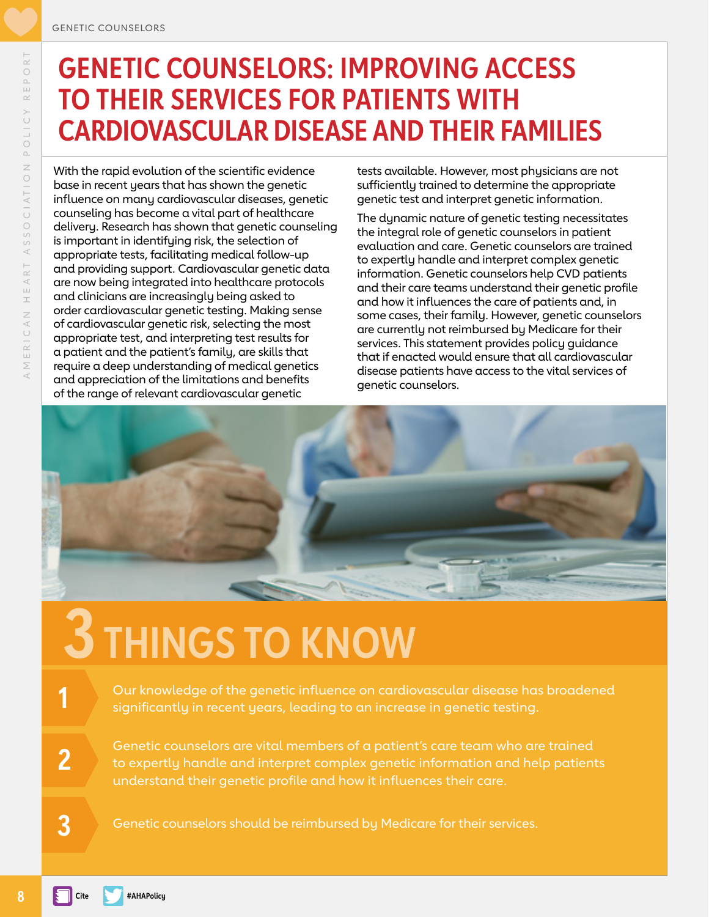# GENETIC COUNSELORS: IMPROVING ACCESS TO THEIR SERVICES FOR PATIENTS WITH CARDIOVASCULAR DISEASE AND THEIR FAMILIES

With the rapid evolution of the scientific evidence base in recent years that has shown the genetic influence on many cardiovascular diseases, genetic counseling has become a vital part of healthcare delivery. Research has shown that genetic counseling is important in identifying risk, the selection of appropriate tests, facilitating medical follow-up and providing support. Cardiovascular genetic data are now being integrated into healthcare protocols and clinicians are increasingly being asked to order cardiovascular genetic testing. Making sense of cardiovascular genetic risk, selecting the most appropriate test, and interpreting test results for a patient and the patient's family, are skills that require a deep understanding of medical genetics and appreciation of the limitations and benefits of the range of relevant cardiovascular genetic tests available. However, most physicians are not sufficiently trained to determine the appropriate genetic test and interpret genetic information.

The dynamic nature of genetic testing necessitates the integral role of genetic counselors in patient evaluation and care. Genetic counselors are trained to expertly handle and interpret complex genetic information. Genetic counselors help CVD patients and their care teams understand their genetic profile and how it influences the care of patients and, in some cases, their family. However, genetic counselors are currently not reimbursed by Medicare for their services. This statement provides policy guidance that if enacted would ensure that all cardiovascular disease patients have access to the vital services of genetic counselors.

## 3 THINGS TO KNOW

1. Our knowledge of the genetic influence on cardiovascular disease has broadened significantly in recent years, leading to an increase in genetic testing.
2. Genetic counselors are vital members of a patient's care team who are trained to expertly handle and interpret complex genetic information and help patients understand their genetic profile and how it influences their care.
3. Genetic counselors should be reimbursed by Medicare for their services.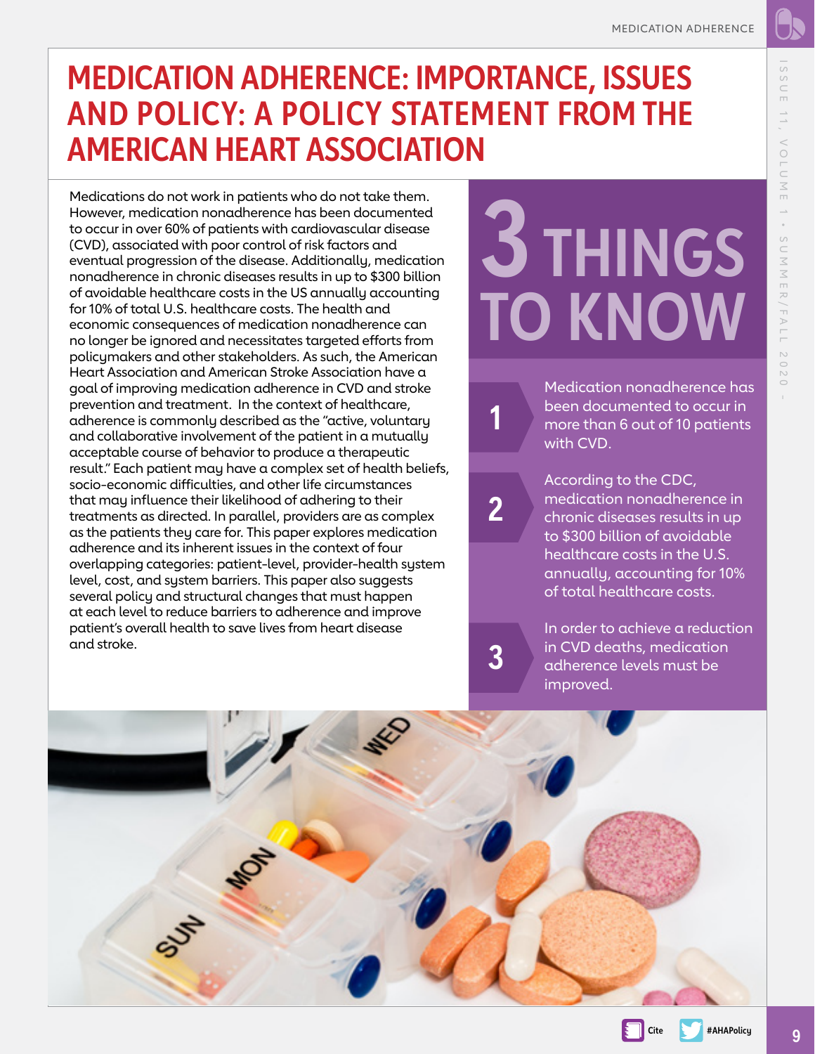# MEDICATION ADHERENCE: IMPORTANCE, ISSUES AND POLICY: A POLICY STATEMENT FROM THE AMERICAN HEART ASSOCIATION

Medications do not work in patients who do not take them. However, medication nonadherence has been documented to occur in over 60% of patients with cardiovascular disease (CVD), associated with poor control of risk factors and eventual progression of the disease. Additionally, medication nonadherence in chronic diseases results in up to $300 billion of avoidable healthcare costs in the US annually accounting for 10% of total U.S. healthcare costs. The health and economic consequences of medication nonadherence can no longer be ignored and necessitates targeted efforts from policymakers and other stakeholders. As such, the American Heart Association and American Stroke Association have a goal of improving medication adherence in CVD and stroke prevention and treatment. In the context of healthcare, adherence is commonly described as the "active, voluntary and collaborative involvement of the patient in a mutually acceptable course of behavior to produce a therapeutic result." Each patient may have a complex set of health beliefs, socio-economic difficulties, and other life circumstances that may influence their likelihood of adhering to their treatments as directed. In parallel, providers are as complex as the patients they care for. This paper explores medication adherence and its inherent issues in the context of four overlapping categories: patient-level, provider-health system level, cost, and system barriers. This paper also suggests several policy and structural changes that must happen at each level to reduce barriers to adherence and improve patient's overall health to save lives from heart disease and stroke.

## 3 THINGS TO KNOW

1. Medication nonadherence has been documented to occur in more than 6 out of 10 patients with CVD.
2. According to the CDC, medication nonadherence in chronic diseases results in up to $300 billion of avoidable healthcare costs in the U.S. annually, accounting for 10% of total healthcare costs.
3. In order to achieve a reduction in CVD deaths, medication adherence levels must be improved.

Cite #AHAPolicy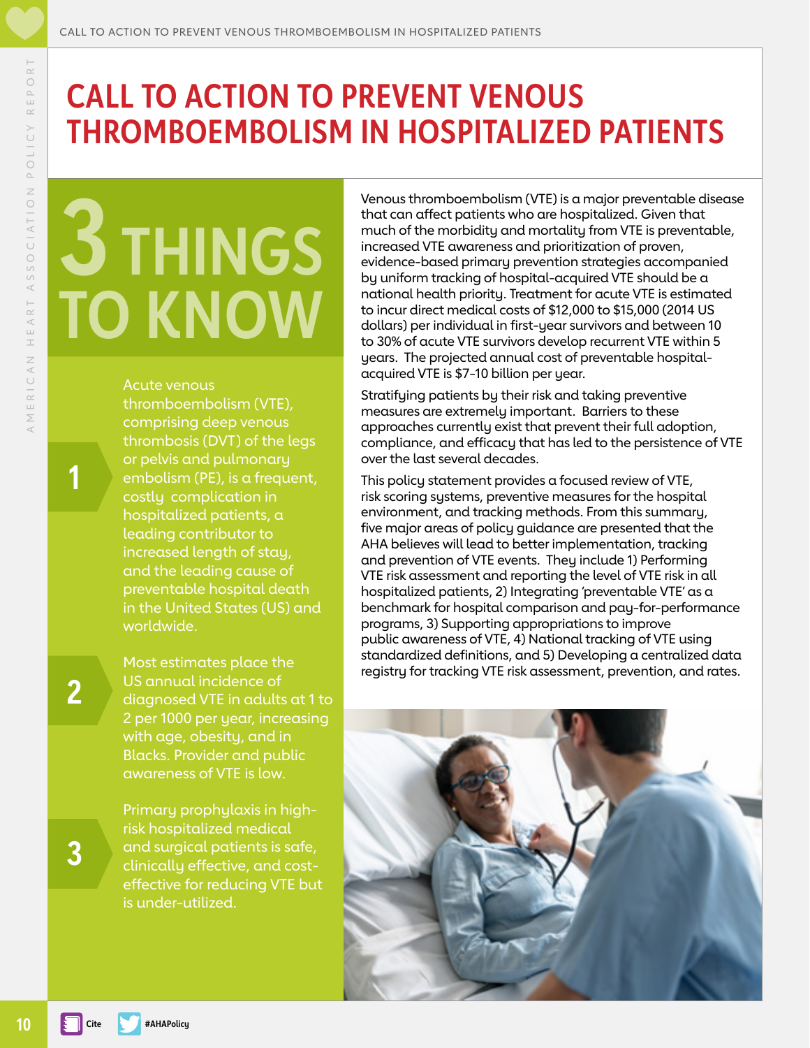# CALL TO ACTION TO PREVENT VENOUS THROMBOEMBOLISM IN HOSPITALIZED PATIENTS

## 3 THINGS TO KNOW

**1** Acute venous thromboembolism (VTE), comprising deep venous thrombosis (DVT) of the legs or pelvis and pulmonary embolism (PE), is a frequent, costly complication in hospitalized patients, a leading contributor to increased length of stay, and the leading cause of preventable hospital death in the United States (US) and worldwide.

**2** Most estimates place the US annual incidence of diagnosed VTE in adults at 1 to 2 per 1000 per year, increasing with age, obesity, and in Blacks. Provider and public awareness of VTE is low.

**3** Primary prophylaxis in high-risk hospitalized medical and surgical patients is safe, clinically effective, and cost-effective for reducing VTE but is under-utilized.

Venous thromboembolism (VTE) is a major preventable disease that can affect patients who are hospitalized. Given that much of the morbidity and mortality from VTE is preventable, increased VTE awareness and prioritization of proven, evidence-based primary prevention strategies accompanied by uniform tracking of hospital-acquired VTE should be a national health priority. Treatment for acute VTE is estimated to incur direct medical costs of $12,000 to $15,000 (2014 US dollars) per individual in first-year survivors and between 10 to 30% of acute VTE survivors develop recurrent VTE within 5 years. The projected annual cost of preventable hospital-acquired VTE is $7-10 billion per year.

Stratifying patients by their risk and taking preventive measures are extremely important. Barriers to these approaches currently exist that prevent their full adoption, compliance, and efficacy that has led to the persistence of VTE over the last several decades.

This policy statement provides a focused review of VTE, risk scoring systems, preventive measures for the hospital environment, and tracking methods. From this summary, five major areas of policy guidance are presented that the AHA believes will lead to better implementation, tracking and prevention of VTE events. They include 1) Performing VTE risk assessment and reporting the level of VTE risk in all hospitalized patients, 2) Integrating 'preventable VTE' as a benchmark for hospital comparison and pay-for-performance programs, 3) Supporting appropriations to improve public awareness of VTE, 4) National tracking of VTE using standardized definitions, and 5) Developing a centralized data registry for tracking VTE risk assessment, prevention, and rates.

Cite #AHAPolicy